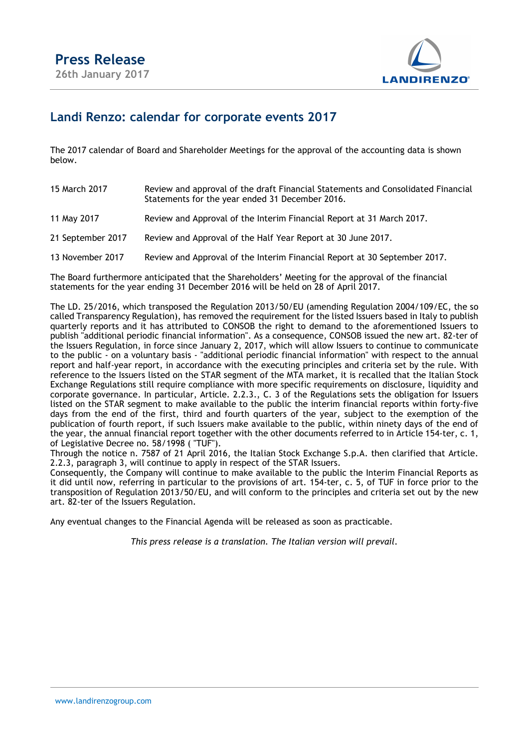# Press Release

**26th January 2017**

## Landi Renzo: calendar for corporate events 2017

The 2017 calendar of Board and Shareholder Meetings for the approval of the accounting data is shown below.

| | |
|---|---|
| 15 March 2017 | Review and approval of the draft Financial Statements and Consolidated Financial Statements for the year ended 31 December 2016. |
| 11 May 2017 | Review and Approval of the Interim Financial Report at 31 March 2017. |
| 21 September 2017 | Review and Approval of the Half Year Report at 30 June 2017. |
| 13 November 2017 | Review and Approval of the Interim Financial Report at 30 September 2017. |

The Board furthermore anticipated that the Shareholders' Meeting for the approval of the financial statements for the year ending 31 December 2016 will be held on 28 of April 2017.

The LD. 25/2016, which transposed the Regulation 2013/50/EU (amending Regulation 2004/109/EC, the so called Transparency Regulation), has removed the requirement for the listed Issuers based in Italy to publish quarterly reports and it has attributed to CONSOB the right to demand to the aforementioned Issuers to publish "additional periodic financial information". As a consequence, CONSOB issued the new art. 82-ter of the Issuers Regulation, in force since January 2, 2017, which will allow Issuers to continue to communicate to the public - on a voluntary basis - "additional periodic financial information" with respect to the annual report and half-year report, in accordance with the executing principles and criteria set by the rule. With reference to the Issuers listed on the STAR segment of the MTA market, it is recalled that the Italian Stock Exchange Regulations still require compliance with more specific requirements on disclosure, liquidity and corporate governance. In particular, Article. 2.2.3., C. 3 of the Regulations sets the obligation for Issuers listed on the STAR segment to make available to the public the interim financial reports within forty-five days from the end of the first, third and fourth quarters of the year, subject to the exemption of the publication of fourth report, if such Issuers make available to the public, within ninety days of the end of the year, the annual financial report together with the other documents referred to in Article 154-ter, c. 1, of Legislative Decree no. 58/1998 ( "TUF").
Through the notice n. 7587 of 21 April 2016, the Italian Stock Exchange S.p.A. then clarified that Article. 2.2.3, paragraph 3, will continue to apply in respect of the STAR Issuers.
Consequently, the Company will continue to make available to the public the Interim Financial Reports as it did until now, referring in particular to the provisions of art. 154-ter, c. 5, of TUF in force prior to the transposition of Regulation 2013/50/EU, and will conform to the principles and criteria set out by the new art. 82-ter of the Issuers Regulation.

Any eventual changes to the Financial Agenda will be released as soon as practicable.

*This press release is a translation. The Italian version will prevail.*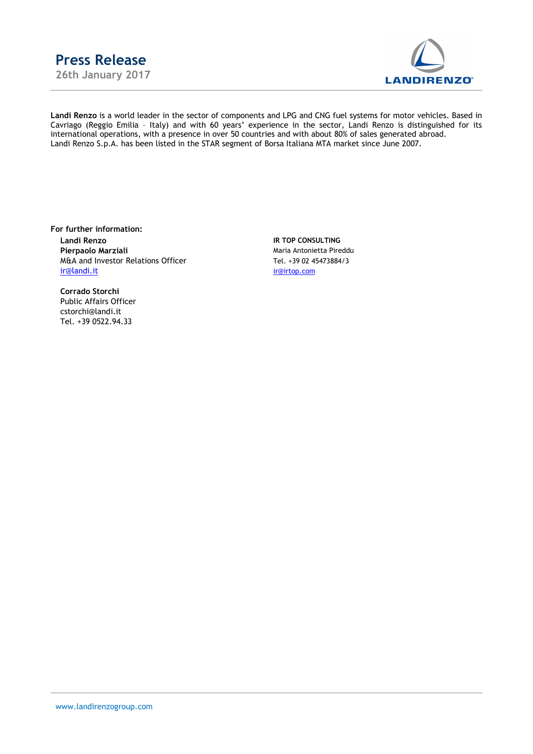**Landi Renzo** is a world leader in the sector of components and LPG and CNG fuel systems for motor vehicles. Based in Cavriago (Reggio Emilia – Italy) and with 60 years' experience in the sector, Landi Renzo is distinguished for its international operations, with a presence in over 50 countries and with about 80% of sales generated abroad.
Landi Renzo S.p.A. has been listed in the STAR segment of Borsa Italiana MTA market since June 2007.

**For further information:**

**Landi Renzo**
**Pierpaolo Marziali**
M&A and Investor Relations Officer
ir@landi.it

**Corrado Storchi**
Public Affairs Officer
cstorchi@landi.it
Tel. +39 0522.94.33

**IR TOP CONSULTING**
Maria Antonietta Pireddu
Tel. +39 02 45473884/3
ir@irtop.com